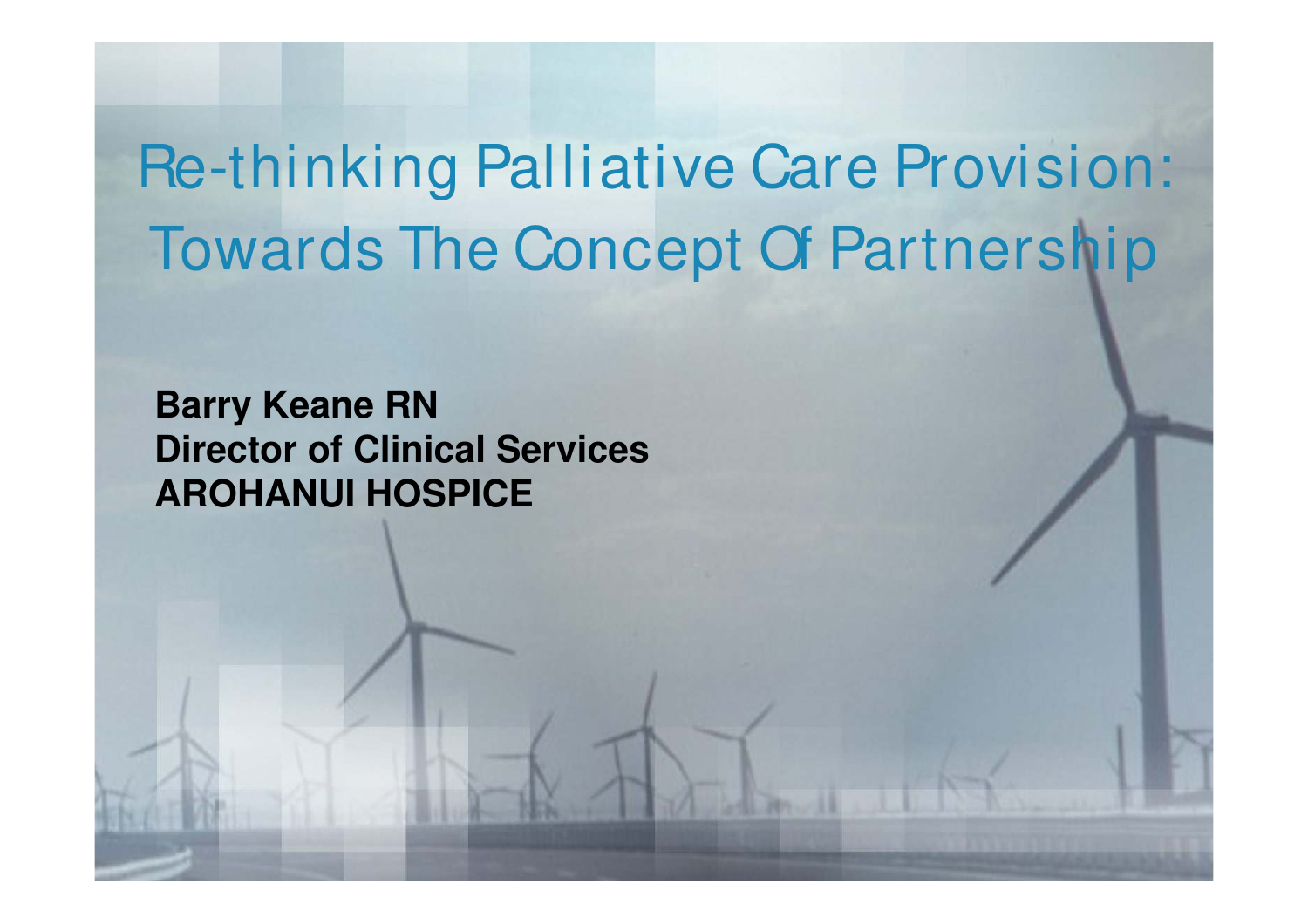# Re-thinking Palliative Care Provision: Towards The Concept Of Partnership

**Barry Keane RN**
**Director of Clinical Services**
**AROHANUI HOSPICE**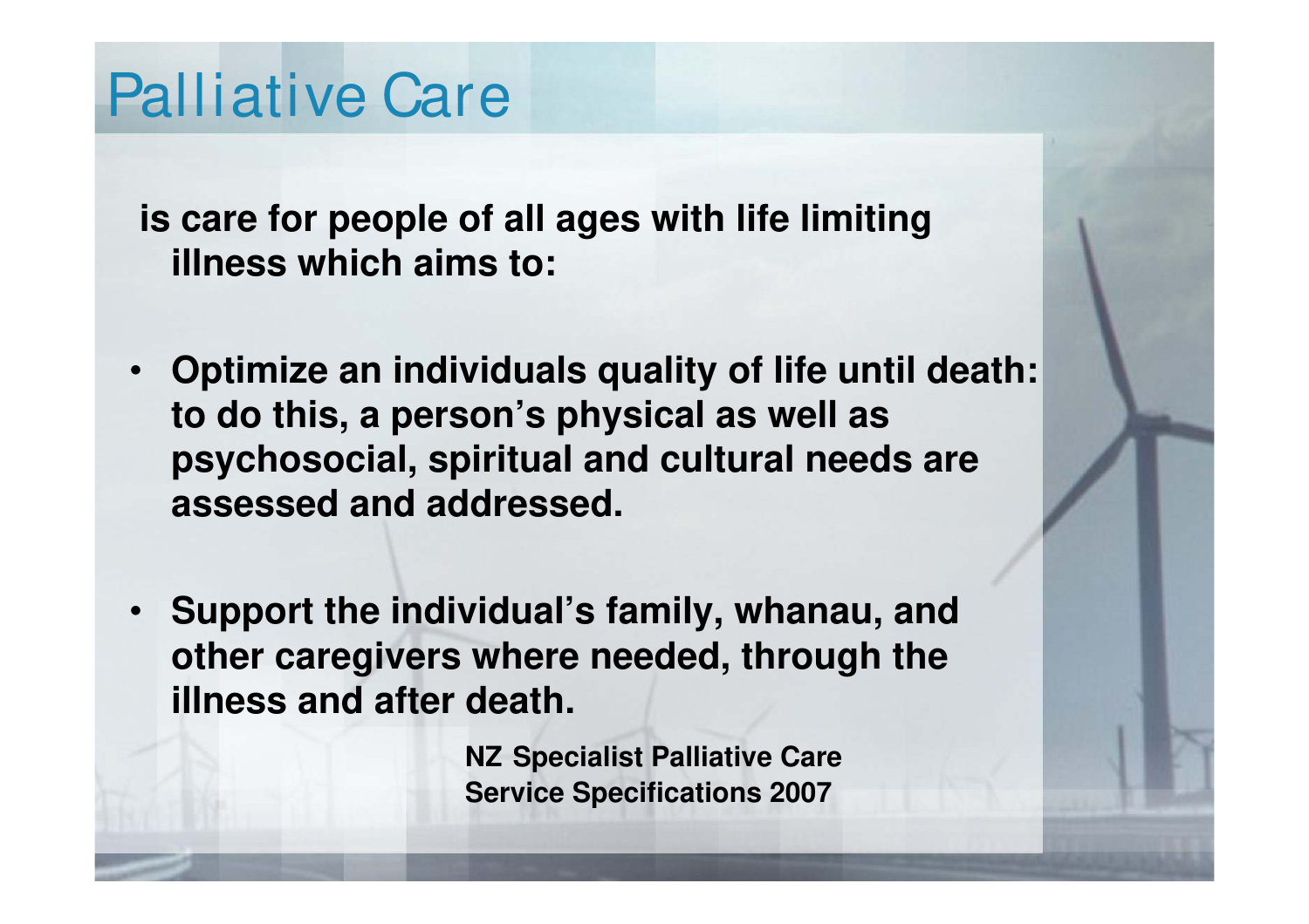# Palliative Care

**is care for people of all ages with life limiting illness which aims to:**

- **Optimize an individuals quality of life until death: to do this, a person's physical as well as psychosocial, spiritual and cultural needs are assessed and addressed.**
- **Support the individual's family, whanau, and other caregivers where needed, through the illness and after death.**

**NZ Specialist Palliative Care Service Specifications 2007**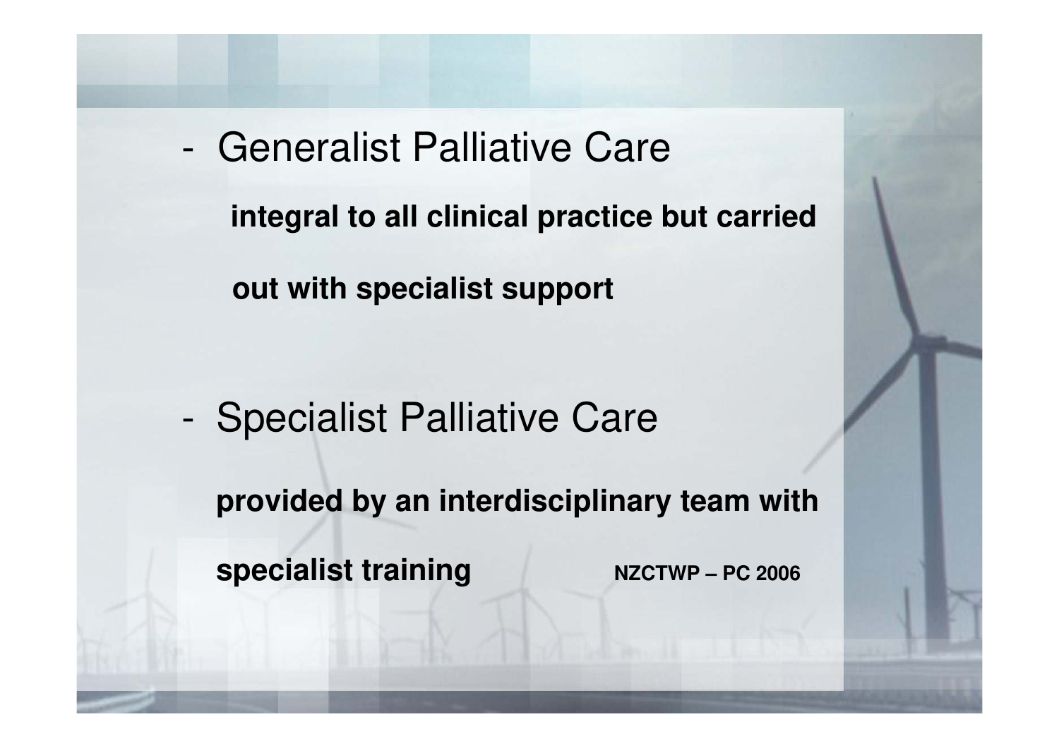- Generalist Palliative Care

  **integral to all clinical practice but carried out with specialist support**

- Specialist Palliative Care

  **provided by an interdisciplinary team with specialist training** **NZCTWP – PC 2006**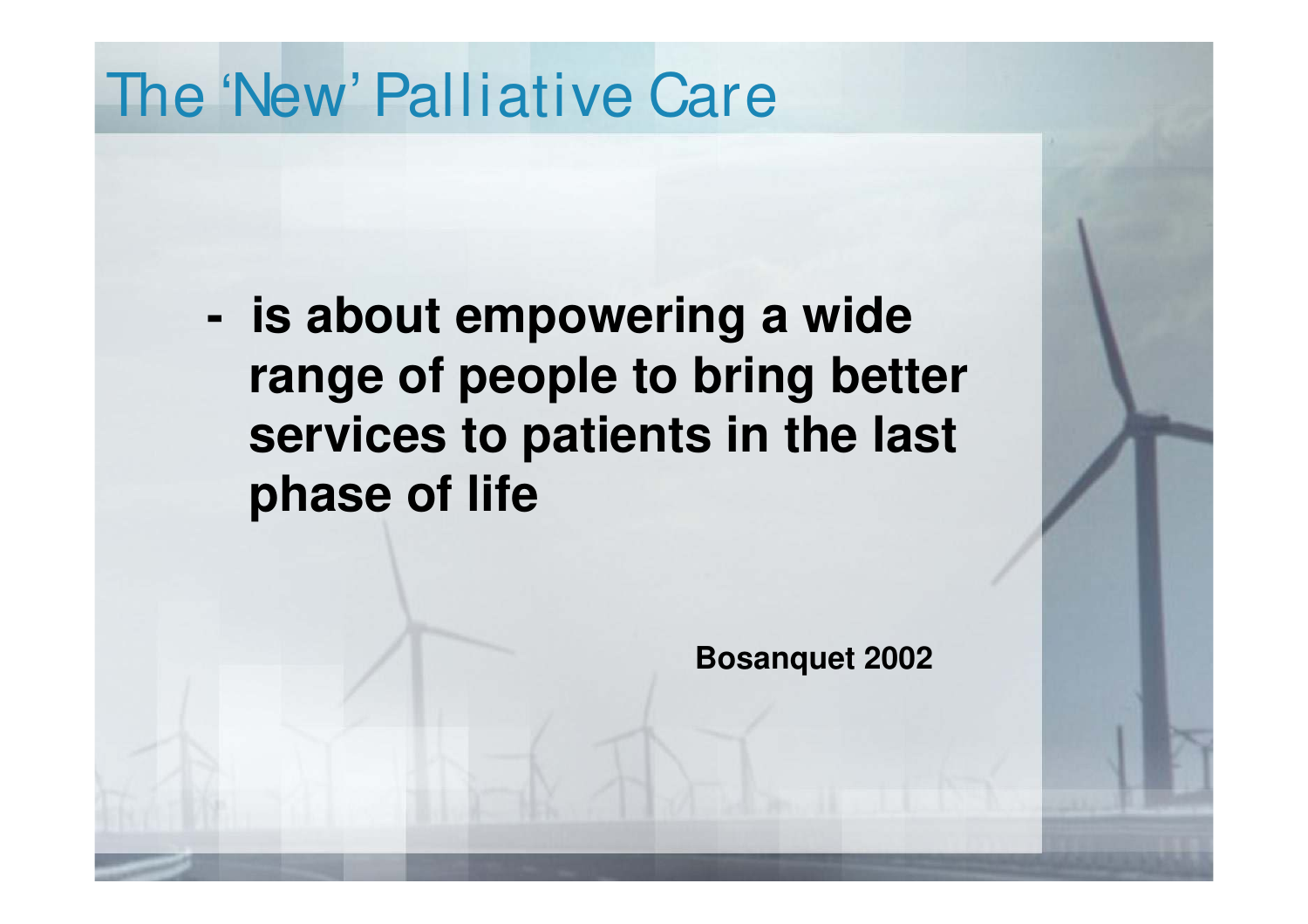# The 'New' Palliative Care

- **is about empowering a wide range of people to bring better services to patients in the last phase of life**

**Bosanquet 2002**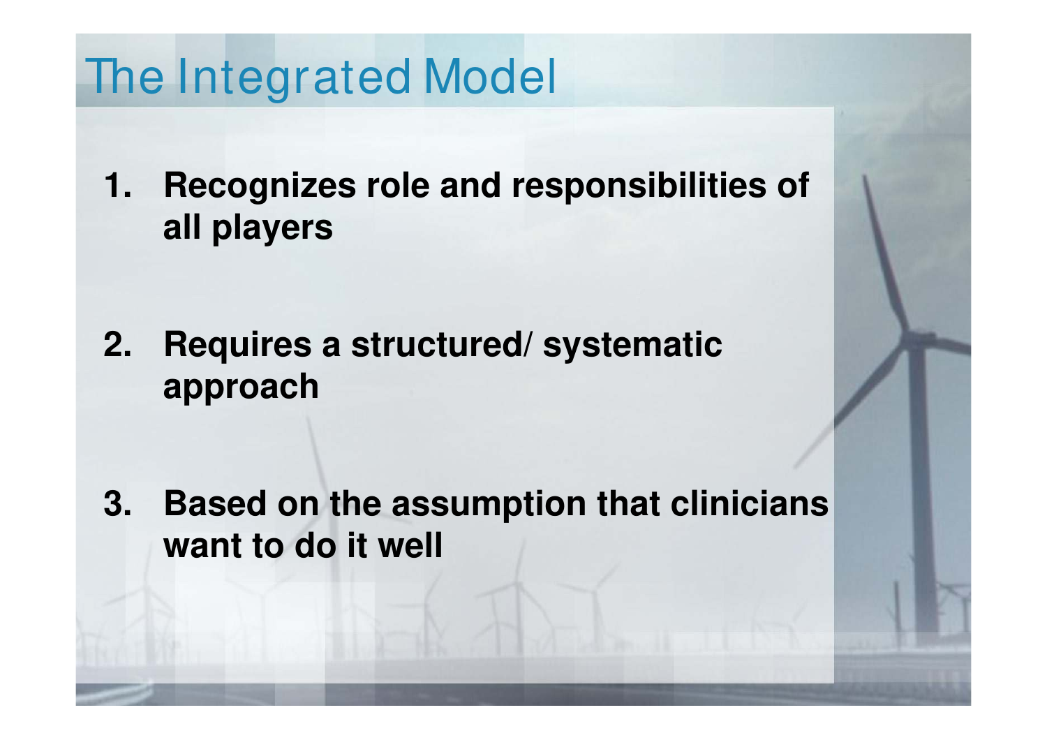# The Integrated Model

1. **Recognizes role and responsibilities of all players**
2. **Requires a structured/ systematic approach**
3. **Based on the assumption that clinicians want to do it well**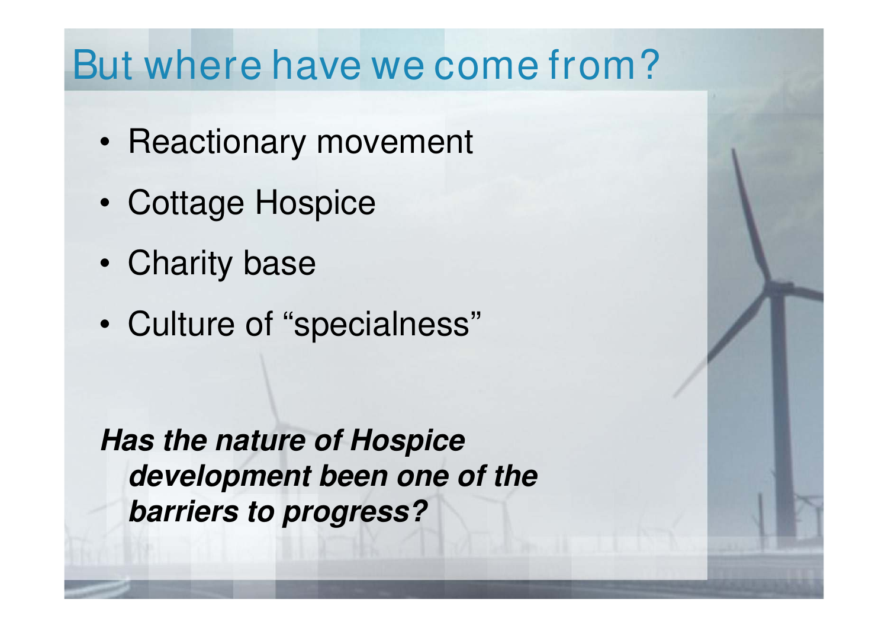# But where have we come from?

- Reactionary movement
- Cottage Hospice
- Charity base
- Culture of “specialness”

***Has the nature of Hospice development been one of the barriers to progress?***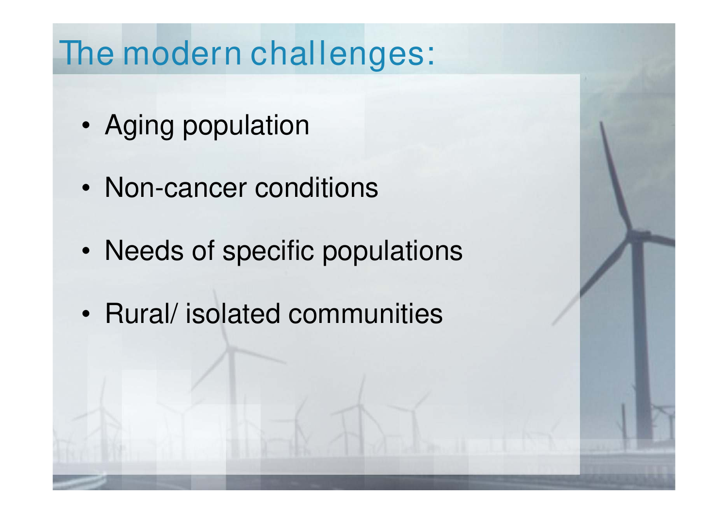# The modern challenges:

- Aging population
- Non-cancer conditions
- Needs of specific populations
- Rural/ isolated communities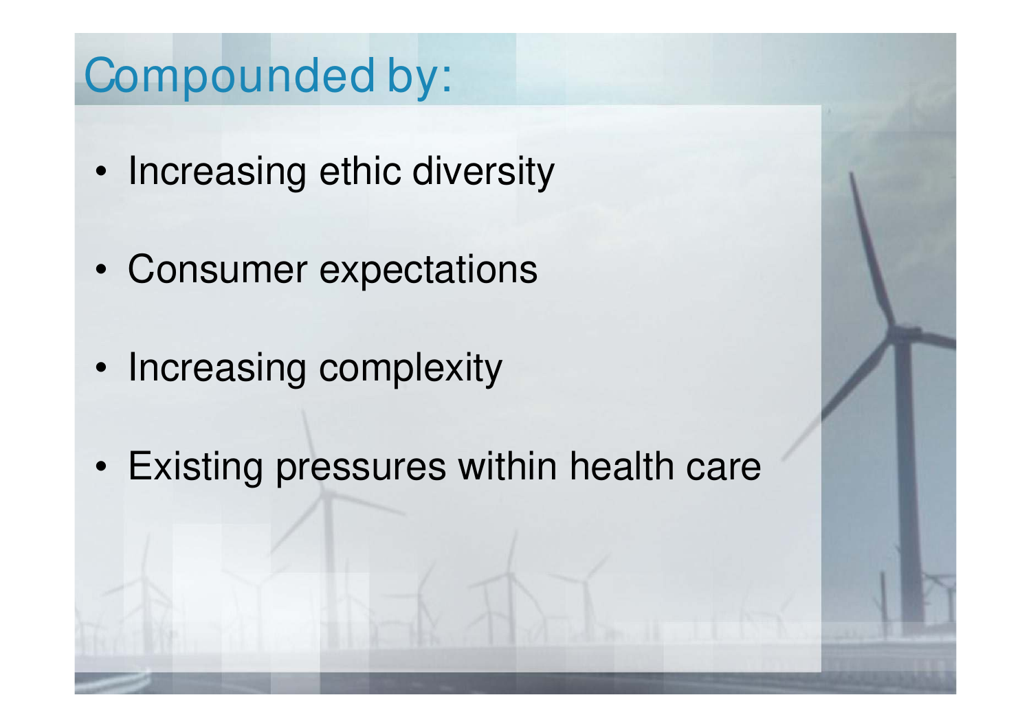# Compounded by:

- Increasing ethic diversity
- Consumer expectations
- Increasing complexity
- Existing pressures within health care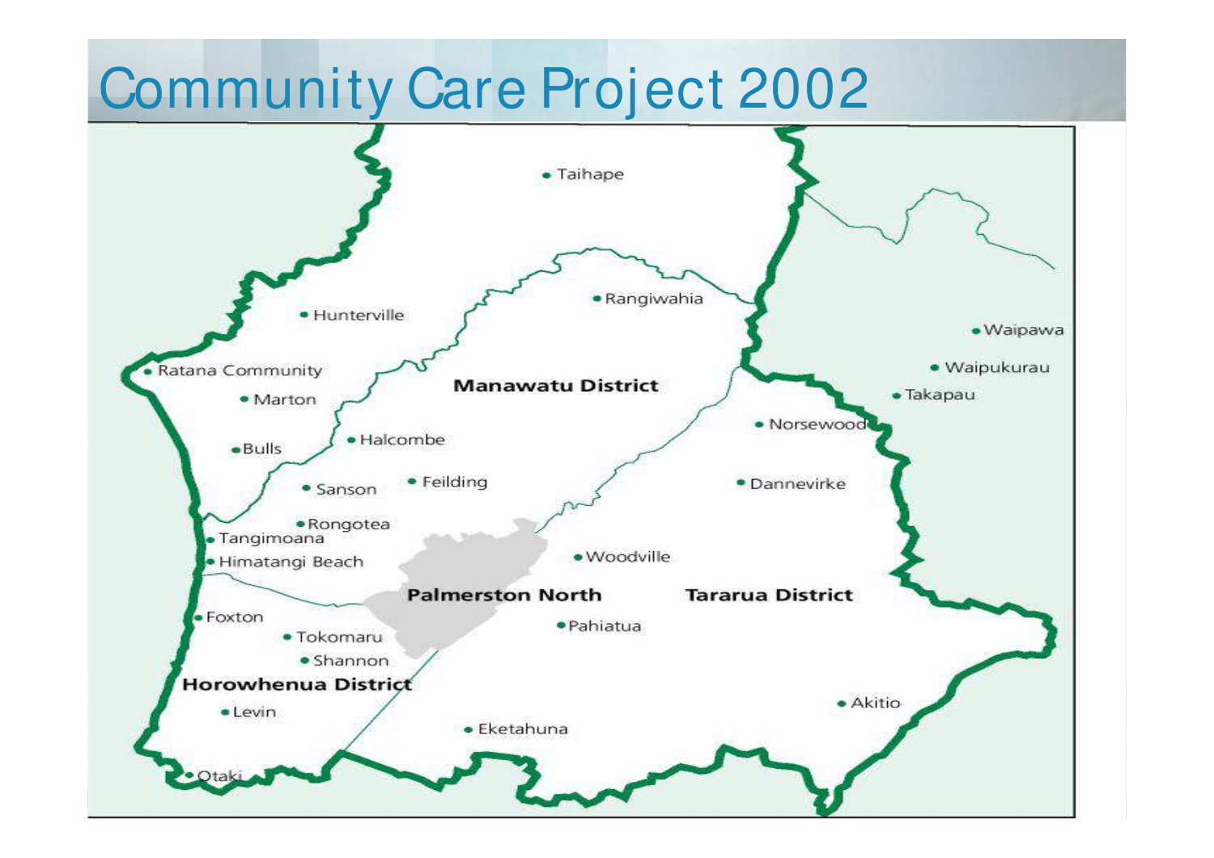# Community Care Project 2002

Taihape

Rangiwahia

Hunterville

Waipawa

Ratana Community

Waipukurau

Manawatu District

Marton

Takapau

Norsewood

Halcombe

Bulls

Sanson

Feilding

Dannevirke

Rongotea

Tangimoana

Himatangi Beach

Woodville

Palmerston North

Tararua District

Foxton

Pahiatua

Tokomaru

Shannon

Horowhenua District

Levin

Akitio

Eketahuna

Otaki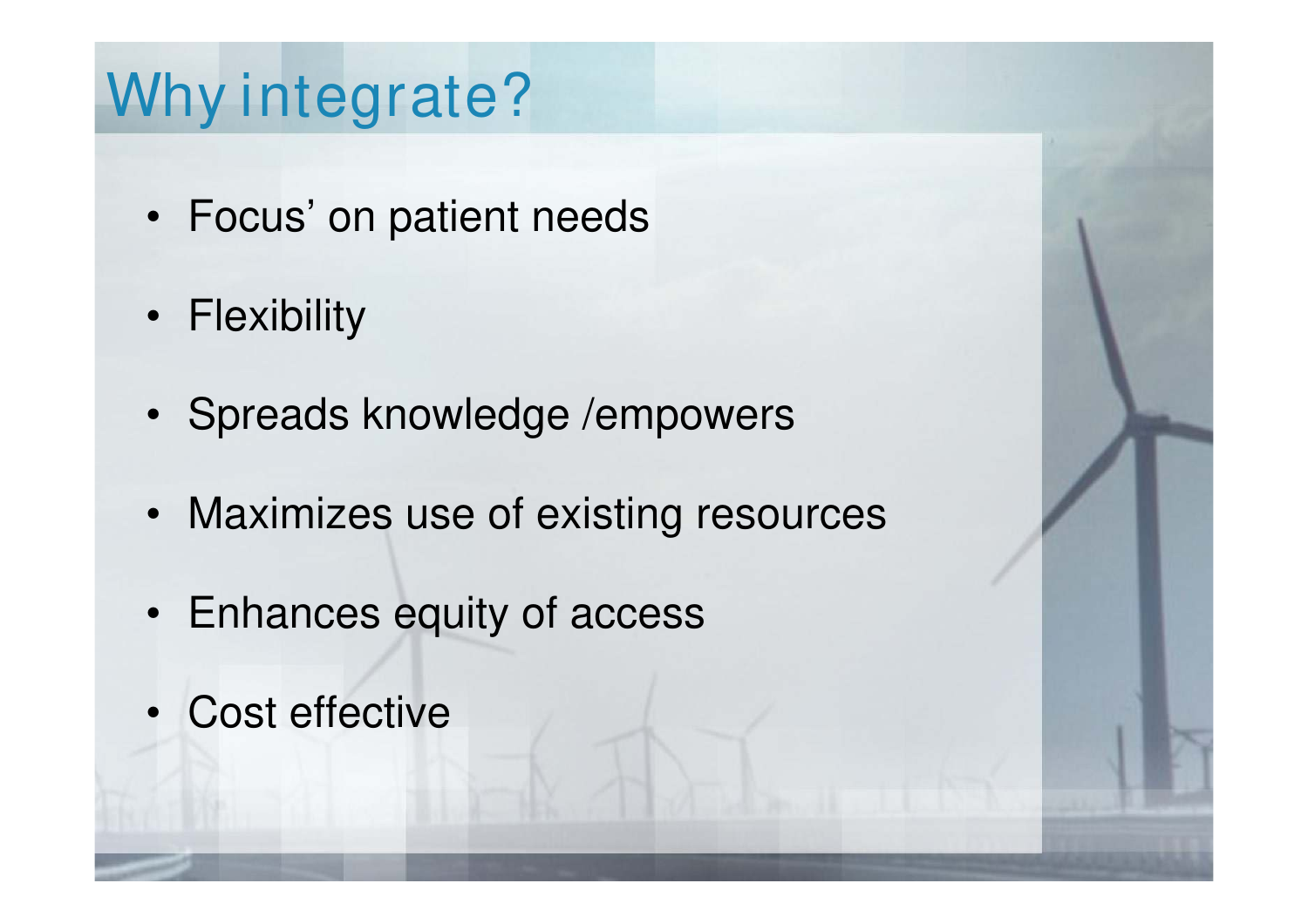# Why integrate?

- Focus' on patient needs
- Flexibility
- Spreads knowledge /empowers
- Maximizes use of existing resources
- Enhances equity of access
- Cost effective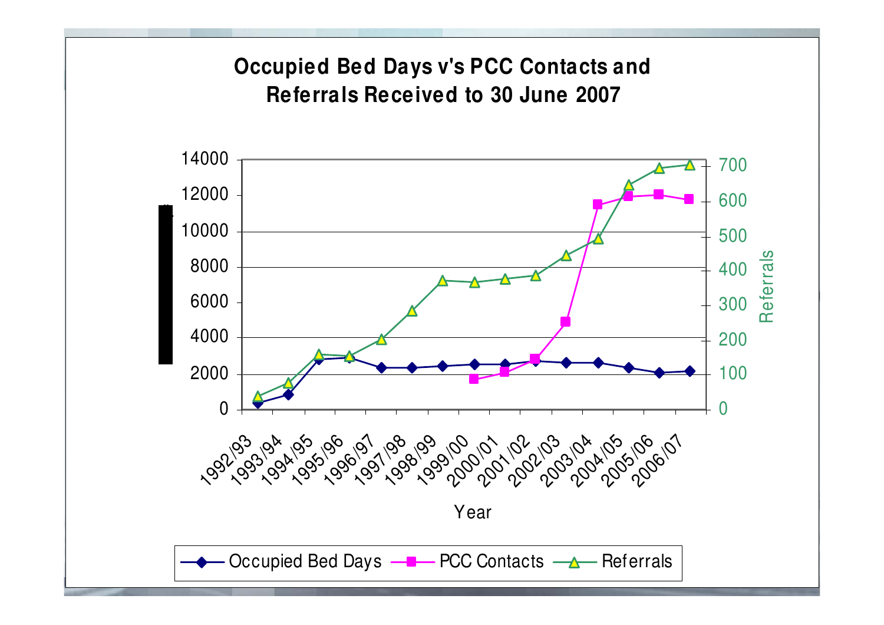# Occupied Bed Days v's PCC Contacts and Referrals Received to 30 June 2007

Left axis: 0, 2000, 4000, 6000, 8000, 10000, 12000, 14000

Right axis (Referrals): 0, 100, 200, 300, 400, 500, 600, 700

Year: 1992/93, 1993/94, 1994/95, 1995/96, 1996/97, 1997/98, 1998/99, 1999/00, 2000/01, 2001/02, 2002/03, 2003/04, 2004/05, 2005/06, 2006/07

Legend: Occupied Bed Days, PCC Contacts, Referrals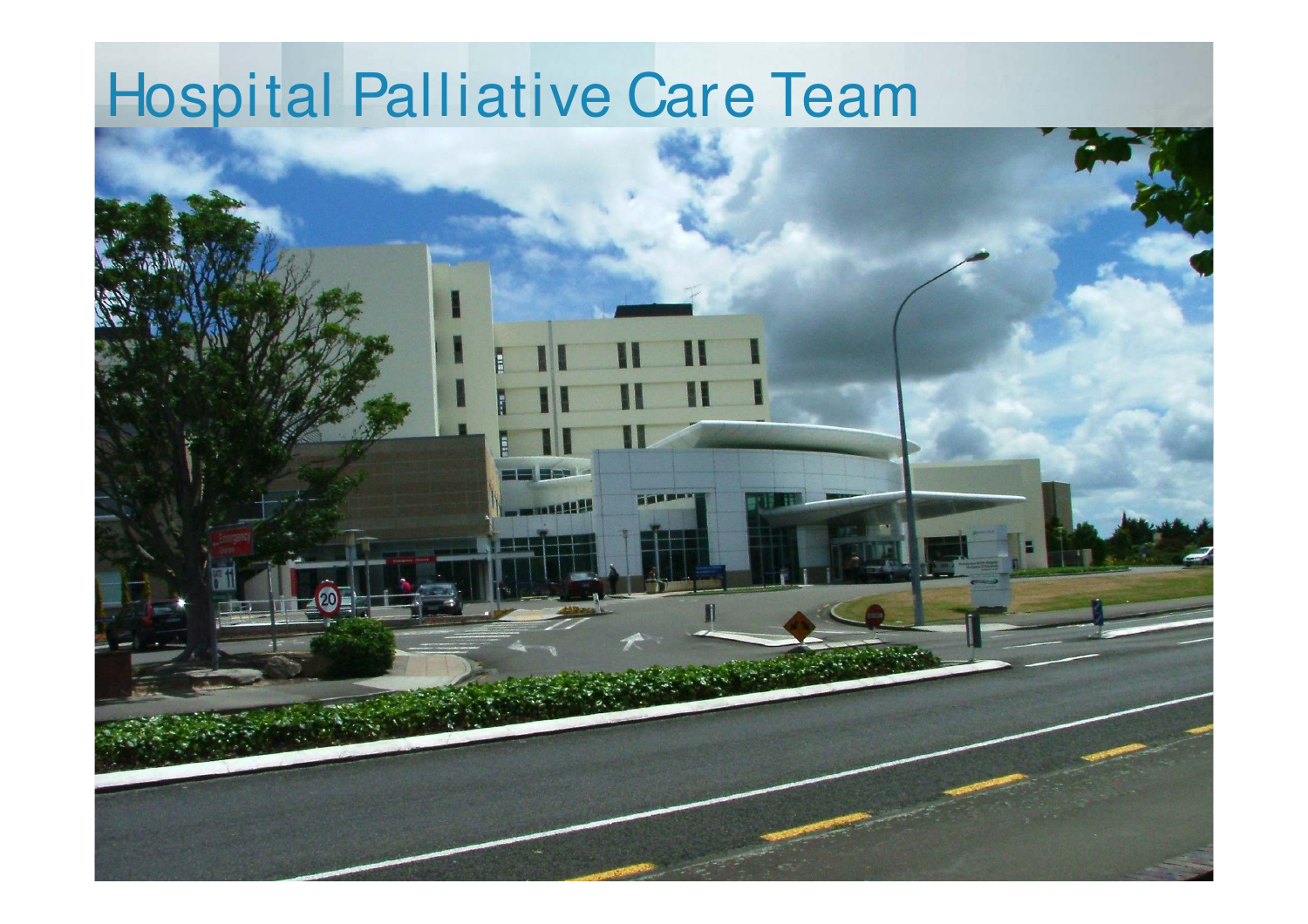# Hospital Palliative Care Team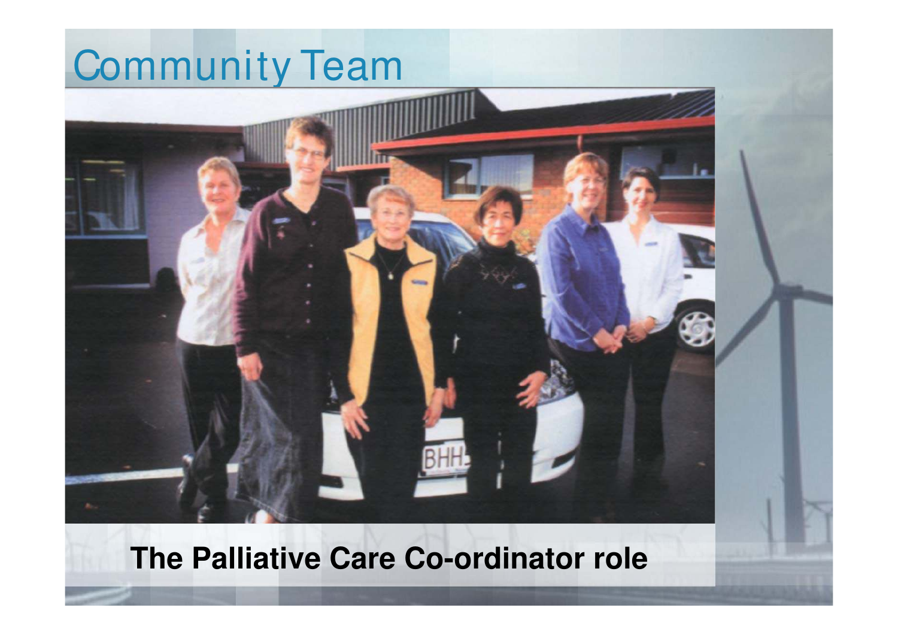# Community Team

**The Palliative Care Co-ordinator role**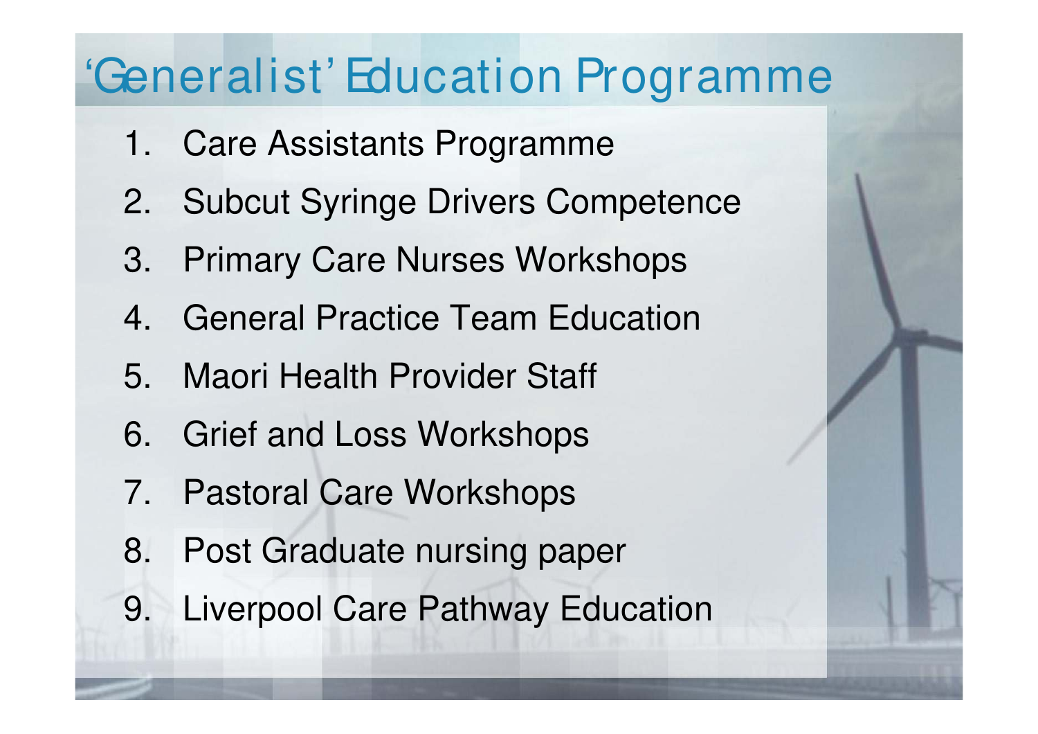# 'Generalist' Education Programme

1. Care Assistants Programme
2. Subcut Syringe Drivers Competence
3. Primary Care Nurses Workshops
4. General Practice Team Education
5. Maori Health Provider Staff
6. Grief and Loss Workshops
7. Pastoral Care Workshops
8. Post Graduate nursing paper
9. Liverpool Care Pathway Education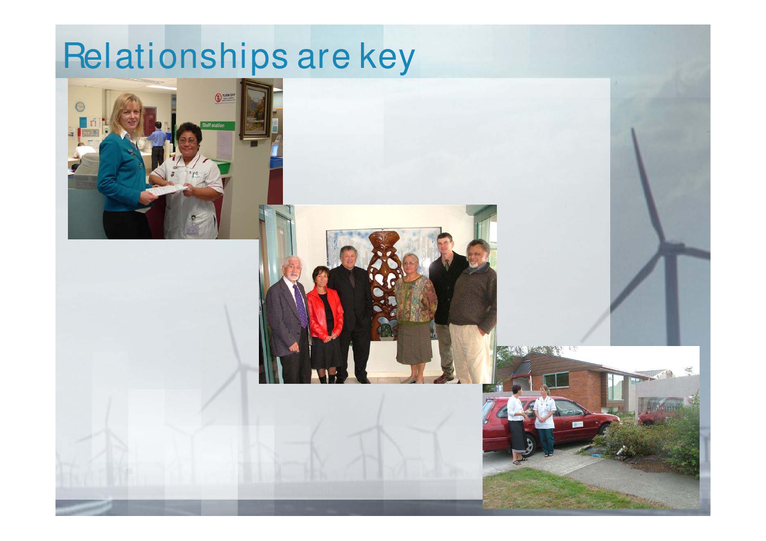# Relationships are key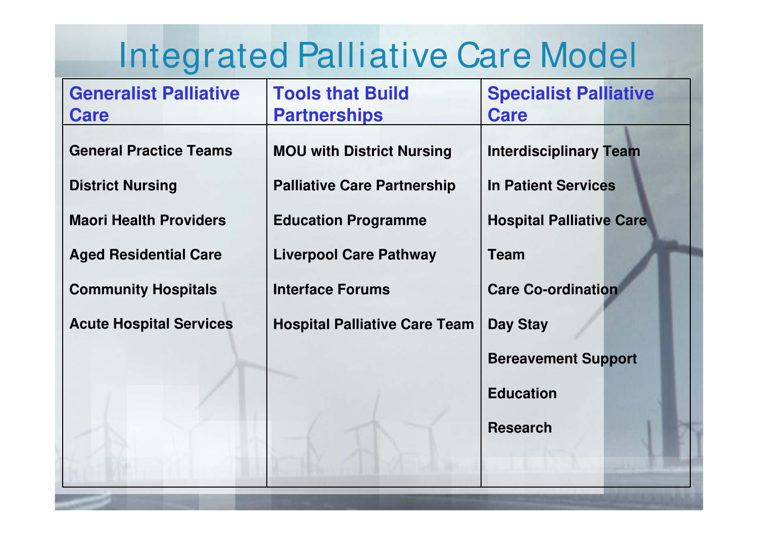# Integrated Palliative Care Model

| Generalist Palliative Care | Tools that Build Partnerships | Specialist Palliative Care |
|---|---|---|
| General Practice Teams | MOU with District Nursing | Interdisciplinary Team |
| District Nursing | Palliative Care Partnership | In Patient Services |
| Maori Health Providers | Education Programme | Hospital Palliative Care Team |
| Aged Residential Care | Liverpool Care Pathway | Care Co-ordination |
| Community Hospitals | Interface Forums | Day Stay |
| Acute Hospital Services | Hospital Palliative Care Team | Bereavement Support |
| | | Education |
| | | Research |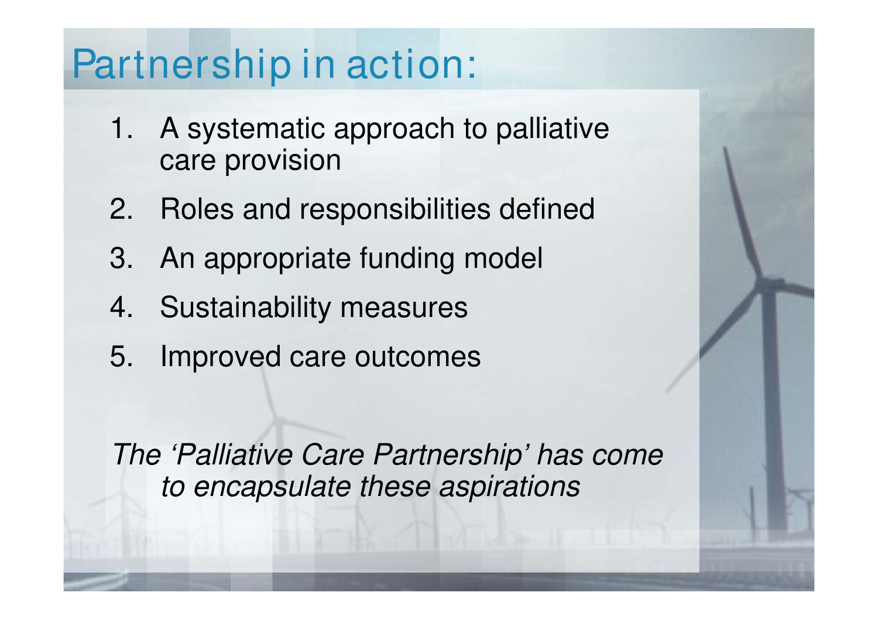# Partnership in action:

1. A systematic approach to palliative care provision
2. Roles and responsibilities defined
3. An appropriate funding model
4. Sustainability measures
5. Improved care outcomes

*The 'Palliative Care Partnership' has come to encapsulate these aspirations*